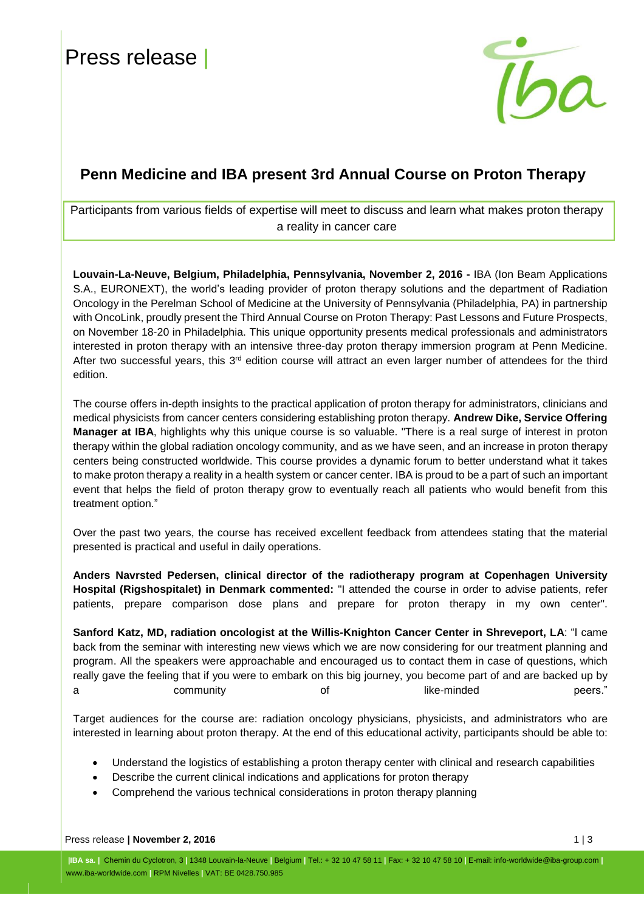Press release |

## Penn Medicine and IBA present 3rd Annual Course on Proton Therapy

Participants from various fields of expertise will meet to discuss and learn what makes proton therapy a reality in cancer care

**Louvain-La-Neuve, Belgium, Philadelphia, Pennsylvania, November 2, 2016 -** IBA (Ion Beam Applications S.A., EURONEXT), the world's leading provider of proton therapy solutions and the department of Radiation Oncology in the Perelman School of Medicine at the University of Pennsylvania (Philadelphia, PA) in partnership with OncoLink, proudly present the Third Annual Course on Proton Therapy: Past Lessons and Future Prospects, on November 18-20 in Philadelphia. This unique opportunity presents medical professionals and administrators interested in proton therapy with an intensive three-day proton therapy immersion program at Penn Medicine. After two successful years, this 3rd edition course will attract an even larger number of attendees for the third edition.

The course offers in-depth insights to the practical application of proton therapy for administrators, clinicians and medical physicists from cancer centers considering establishing proton therapy. **Andrew Dike, Service Offering Manager at IBA**, highlights why this unique course is so valuable. "There is a real surge of interest in proton therapy within the global radiation oncology community, and as we have seen, and an increase in proton therapy centers being constructed worldwide. This course provides a dynamic forum to better understand what it takes to make proton therapy a reality in a health system or cancer center. IBA is proud to be a part of such an important event that helps the field of proton therapy grow to eventually reach all patients who would benefit from this treatment option."

Over the past two years, the course has received excellent feedback from attendees stating that the material presented is practical and useful in daily operations.

**Anders Navrsted Pedersen, clinical director of the radiotherapy program at Copenhagen University Hospital (Rigshospitalet) in Denmark commented:** "I attended the course in order to advise patients, refer patients, prepare comparison dose plans and prepare for proton therapy in my own center".

**Sanford Katz, MD, radiation oncologist at the Willis-Knighton Cancer Center in Shreveport, LA**: "I came back from the seminar with interesting new views which we are now considering for our treatment planning and program. All the speakers were approachable and encouraged us to contact them in case of questions, which really gave the feeling that if you were to embark on this big journey, you become part of and are backed up by a community of like-minded peers."

Target audiences for the course are: radiation oncology physicians, physicists, and administrators who are interested in learning about proton therapy. At the end of this educational activity, participants should be able to:

- Understand the logistics of establishing a proton therapy center with clinical and research capabilities
- Describe the current clinical indications and applications for proton therapy
- Comprehend the various technical considerations in proton therapy planning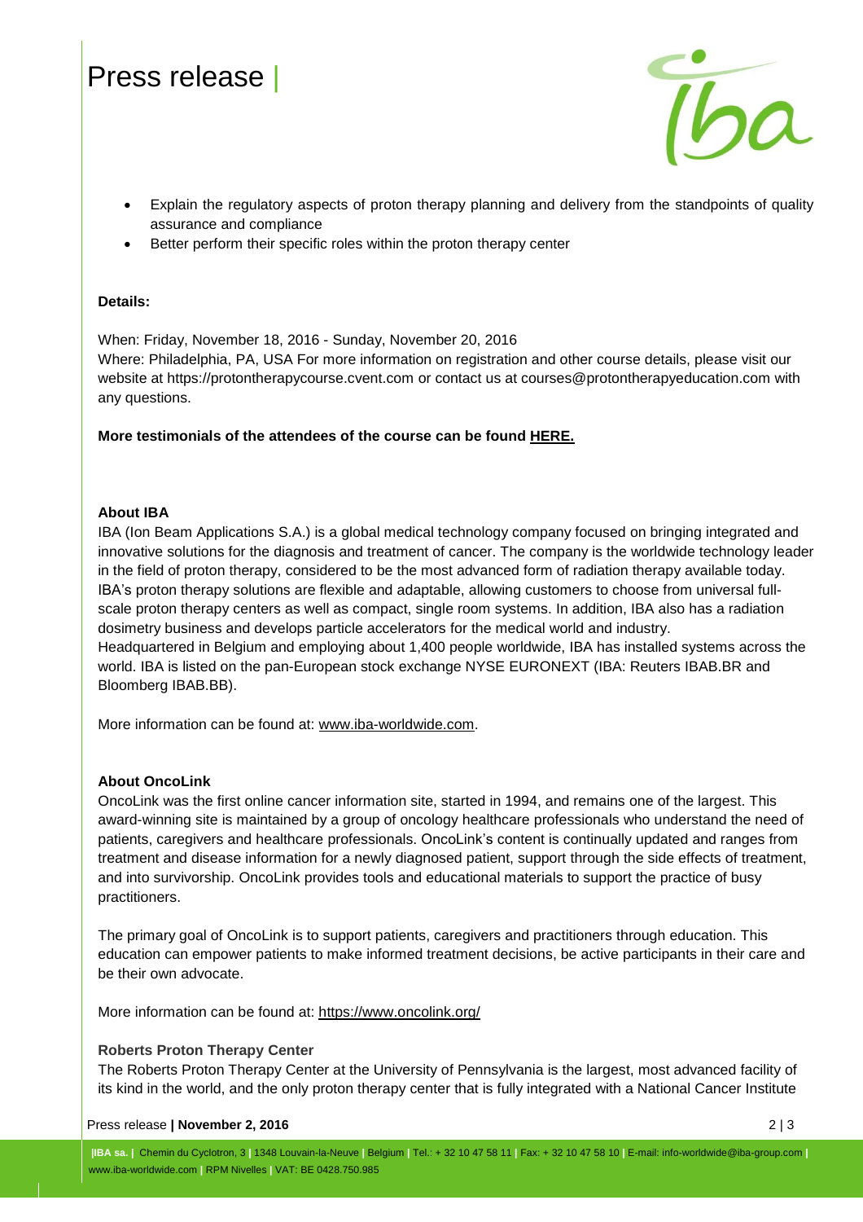- Explain the regulatory aspects of proton therapy planning and delivery from the standpoints of quality assurance and compliance
- Better perform their specific roles within the proton therapy center

**Details:**

When: Friday, November 18, 2016 - Sunday, November 20, 2016
Where: Philadelphia, PA, USA For more information on registration and other course details, please visit our website at https://protontherapycourse.cvent.com or contact us at courses@protontherapyeducation.com with any questions.

**More testimonials of the attendees of the course can be found HERE.**

**About IBA**

IBA (Ion Beam Applications S.A.) is a global medical technology company focused on bringing integrated and innovative solutions for the diagnosis and treatment of cancer. The company is the worldwide technology leader in the field of proton therapy, considered to be the most advanced form of radiation therapy available today. IBA's proton therapy solutions are flexible and adaptable, allowing customers to choose from universal full-scale proton therapy centers as well as compact, single room systems. In addition, IBA also has a radiation dosimetry business and develops particle accelerators for the medical world and industry.
Headquartered in Belgium and employing about 1,400 people worldwide, IBA has installed systems across the world. IBA is listed on the pan-European stock exchange NYSE EURONEXT (IBA: Reuters IBAB.BR and Bloomberg IBAB.BB).

More information can be found at: www.iba-worldwide.com.

**About OncoLink**

OncoLink was the first online cancer information site, started in 1994, and remains one of the largest. This award-winning site is maintained by a group of oncology healthcare professionals who understand the need of patients, caregivers and healthcare professionals. OncoLink's content is continually updated and ranges from treatment and disease information for a newly diagnosed patient, support through the side effects of treatment, and into survivorship. OncoLink provides tools and educational materials to support the practice of busy practitioners.

The primary goal of OncoLink is to support patients, caregivers and practitioners through education. This education can empower patients to make informed treatment decisions, be active participants in their care and be their own advocate.

More information can be found at: https://www.oncolink.org/

**Roberts Proton Therapy Center**

The Roberts Proton Therapy Center at the University of Pennsylvania is the largest, most advanced facility of its kind in the world, and the only proton therapy center that is fully integrated with a National Cancer Institute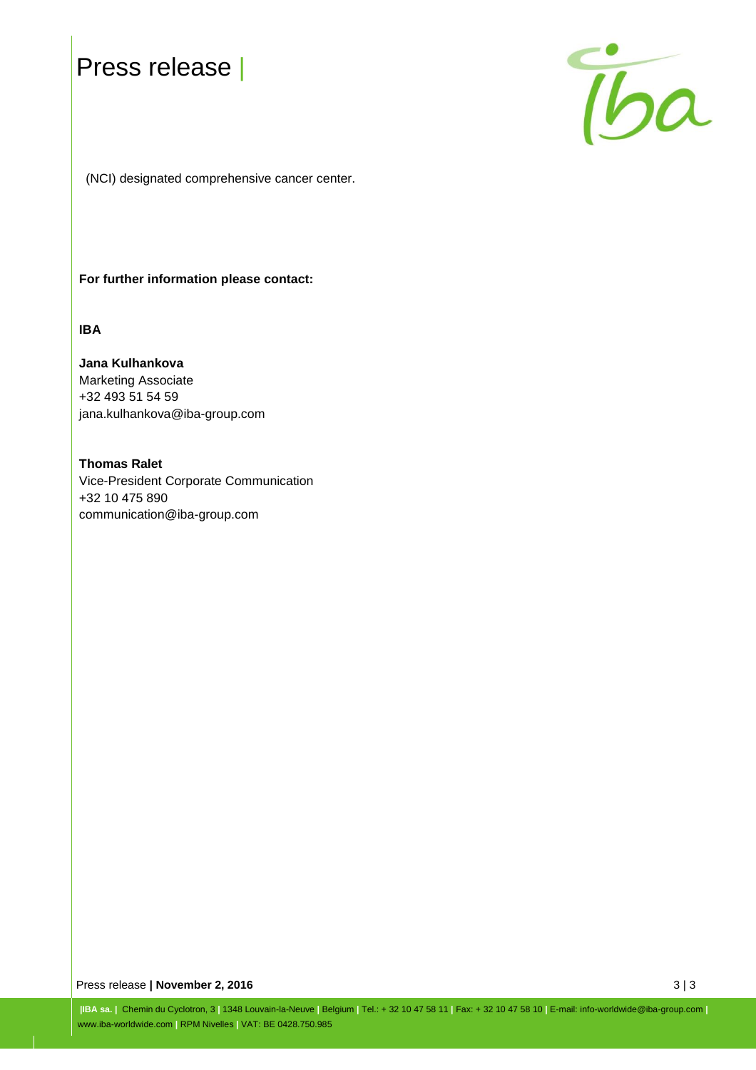(NCI) designated comprehensive cancer center.

**For further information please contact:**

**IBA**

**Jana Kulhankova**
Marketing Associate
+32 493 51 54 59
jana.kulhankova@iba-group.com

**Thomas Ralet**
Vice-President Corporate Communication
+32 10 475 890
communication@iba-group.com